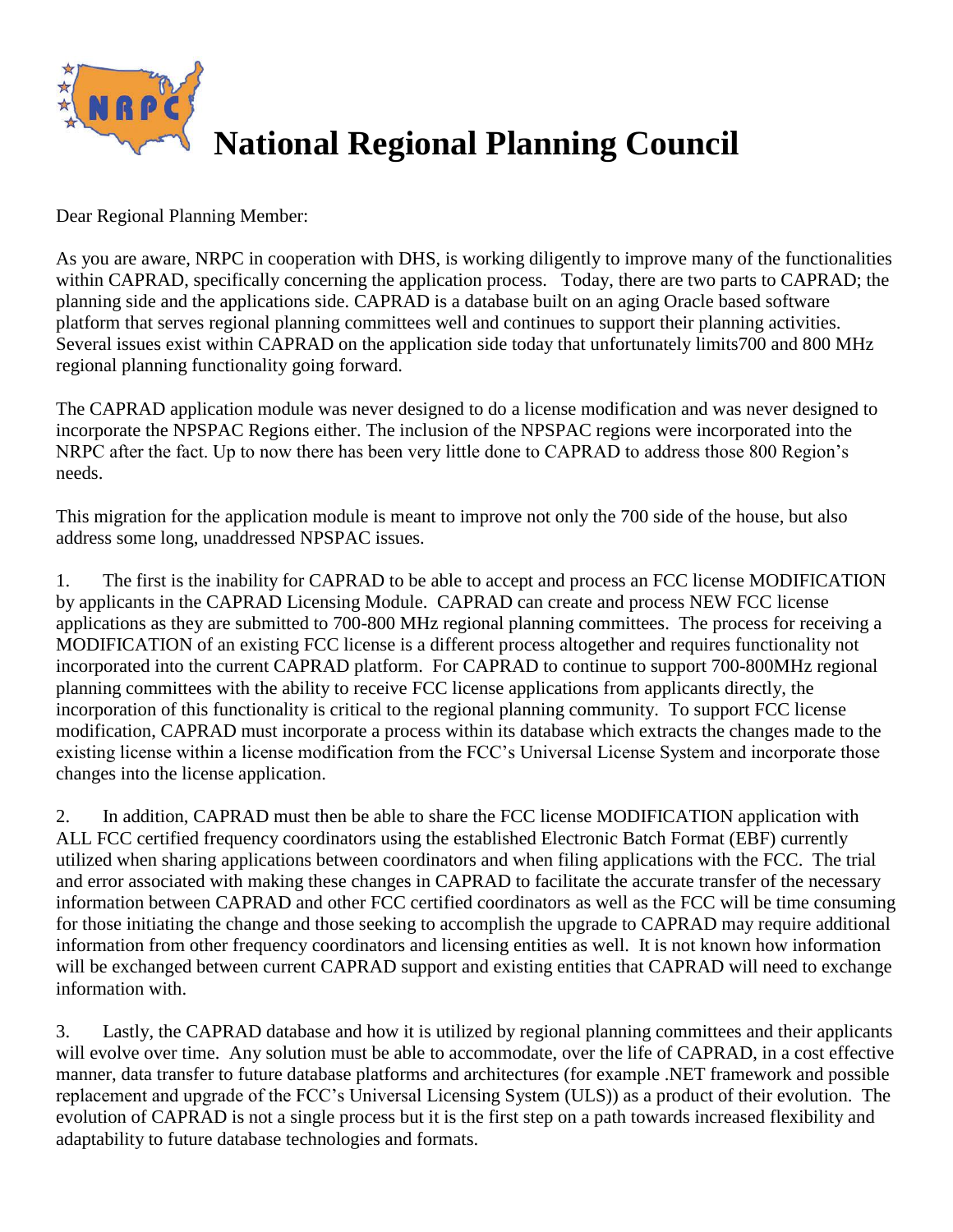# National Regional Planning Council

Dear Regional Planning Member:

As you are aware, NRPC in cooperation with DHS, is working diligently to improve many of the functionalities within CAPRAD, specifically concerning the application process. Today, there are two parts to CAPRAD; the planning side and the applications side. CAPRAD is a database built on an aging Oracle based software platform that serves regional planning committees well and continues to support their planning activities. Several issues exist within CAPRAD on the application side today that unfortunately limits700 and 800 MHz regional planning functionality going forward.

The CAPRAD application module was never designed to do a license modification and was never designed to incorporate the NPSPAC Regions either. The inclusion of the NPSPAC regions were incorporated into the NRPC after the fact. Up to now there has been very little done to CAPRAD to address those 800 Region's needs.

This migration for the application module is meant to improve not only the 700 side of the house, but also address some long, unaddressed NPSPAC issues.

1. The first is the inability for CAPRAD to be able to accept and process an FCC license MODIFICATION by applicants in the CAPRAD Licensing Module. CAPRAD can create and process NEW FCC license applications as they are submitted to 700-800 MHz regional planning committees. The process for receiving a MODIFICATION of an existing FCC license is a different process altogether and requires functionality not incorporated into the current CAPRAD platform. For CAPRAD to continue to support 700-800MHz regional planning committees with the ability to receive FCC license applications from applicants directly, the incorporation of this functionality is critical to the regional planning community. To support FCC license modification, CAPRAD must incorporate a process within its database which extracts the changes made to the existing license within a license modification from the FCC's Universal License System and incorporate those changes into the license application.

2. In addition, CAPRAD must then be able to share the FCC license MODIFICATION application with ALL FCC certified frequency coordinators using the established Electronic Batch Format (EBF) currently utilized when sharing applications between coordinators and when filing applications with the FCC. The trial and error associated with making these changes in CAPRAD to facilitate the accurate transfer of the necessary information between CAPRAD and other FCC certified coordinators as well as the FCC will be time consuming for those initiating the change and those seeking to accomplish the upgrade to CAPRAD may require additional information from other frequency coordinators and licensing entities as well. It is not known how information will be exchanged between current CAPRAD support and existing entities that CAPRAD will need to exchange information with.

3. Lastly, the CAPRAD database and how it is utilized by regional planning committees and their applicants will evolve over time. Any solution must be able to accommodate, over the life of CAPRAD, in a cost effective manner, data transfer to future database platforms and architectures (for example .NET framework and possible replacement and upgrade of the FCC's Universal Licensing System (ULS)) as a product of their evolution. The evolution of CAPRAD is not a single process but it is the first step on a path towards increased flexibility and adaptability to future database technologies and formats.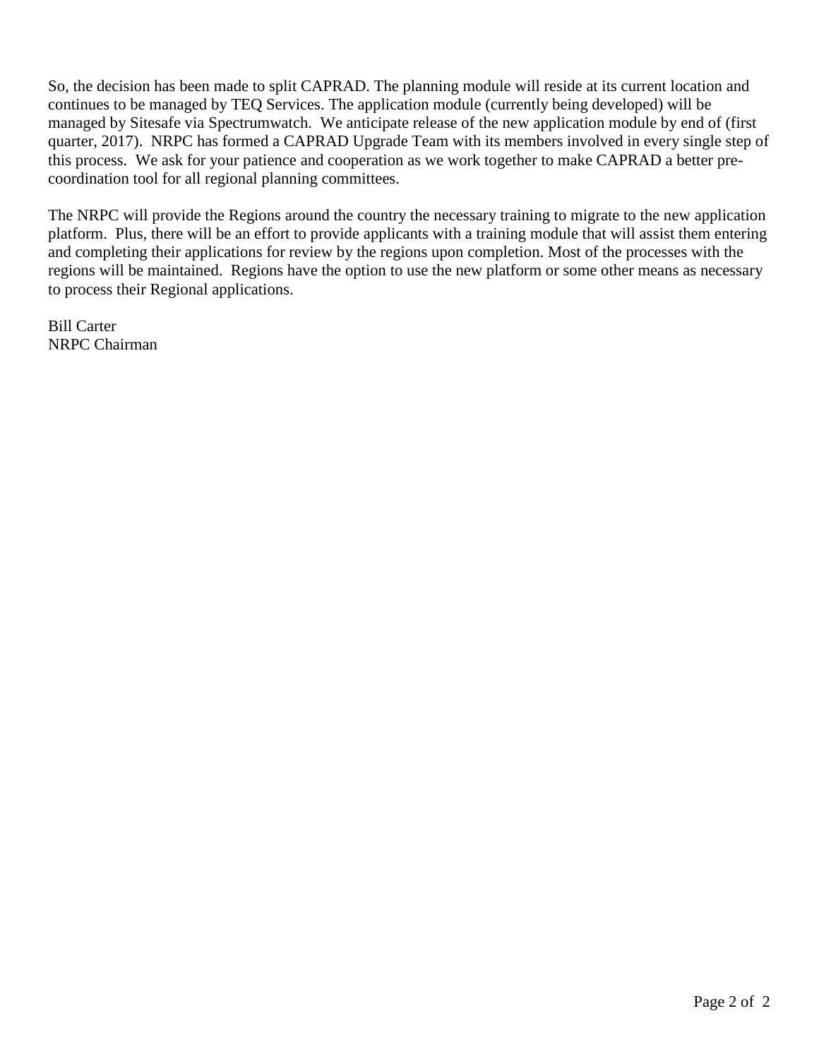So, the decision has been made to split CAPRAD. The planning module will reside at its current location and continues to be managed by TEQ Services. The application module (currently being developed) will be managed by Sitesafe via Spectrumwatch. We anticipate release of the new application module by end of (first quarter, 2017). NRPC has formed a CAPRAD Upgrade Team with its members involved in every single step of this process. We ask for your patience and cooperation as we work together to make CAPRAD a better pre-coordination tool for all regional planning committees.

The NRPC will provide the Regions around the country the necessary training to migrate to the new application platform. Plus, there will be an effort to provide applicants with a training module that will assist them entering and completing their applications for review by the regions upon completion. Most of the processes with the regions will be maintained. Regions have the option to use the new platform or some other means as necessary to process their Regional applications.

Bill Carter
NRPC Chairman